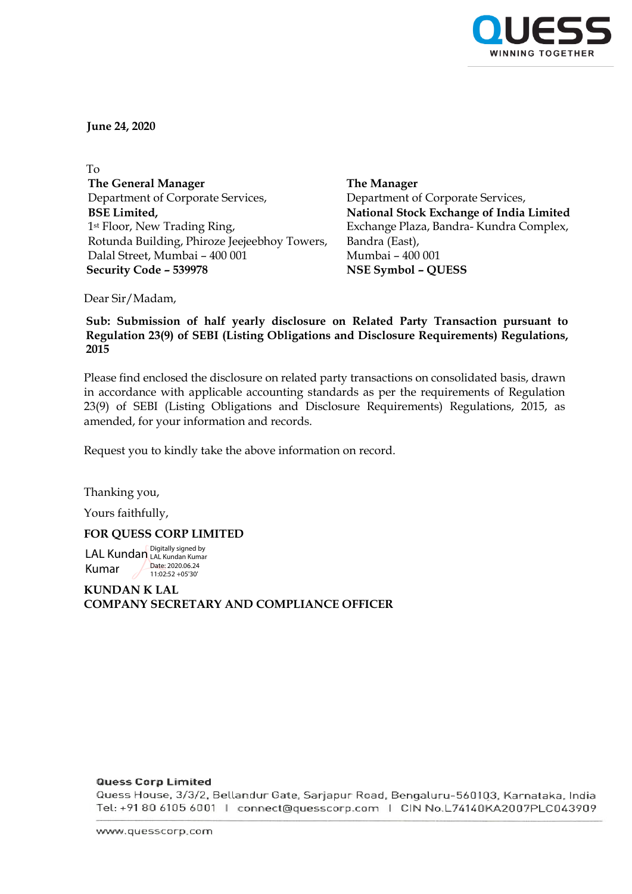**June 24, 2020**

To

| **The General Manager** | **The Manager** |
|---|---|
| Department of Corporate Services, | Department of Corporate Services, |
| **BSE Limited,** | **National Stock Exchange of India Limited** |
| 1st Floor, New Trading Ring, | Exchange Plaza, Bandra- Kundra Complex, |
| Rotunda Building, Phiroze Jeejeebhoy Towers, | Bandra (East), |
| Dalal Street, Mumbai – 400 001 | Mumbai – 400 001 |
| **Security Code – 539978** | **NSE Symbol – QUESS** |

Dear Sir/Madam,

**Sub: Submission of half yearly disclosure on Related Party Transaction pursuant to Regulation 23(9) of SEBI (Listing Obligations and Disclosure Requirements) Regulations, 2015**

Please find enclosed the disclosure on related party transactions on consolidated basis, drawn in accordance with applicable accounting standards as per the requirements of Regulation 23(9) of SEBI (Listing Obligations and Disclosure Requirements) Regulations, 2015, as amended, for your information and records.

Request you to kindly take the above information on record.

Thanking you,

Yours faithfully,

**FOR QUESS CORP LIMITED**

LAL Kundan Kumar
Digitally signed by LAL Kundan Kumar
Date: 2020.06.24 11:02:52 +05'30'

**KUNDAN K LAL**
**COMPANY SECRETARY AND COMPLIANCE OFFICER**

**Quess Corp Limited**
Quess House, 3/3/2, Bellandur Gate, Sarjapur Road, Bengaluru-560103, Karnataka, India
Tel: +91 80 6105 6001 | connect@quesscorp.com | CIN No.L74140KA2007PLC043909

www.quesscorp.com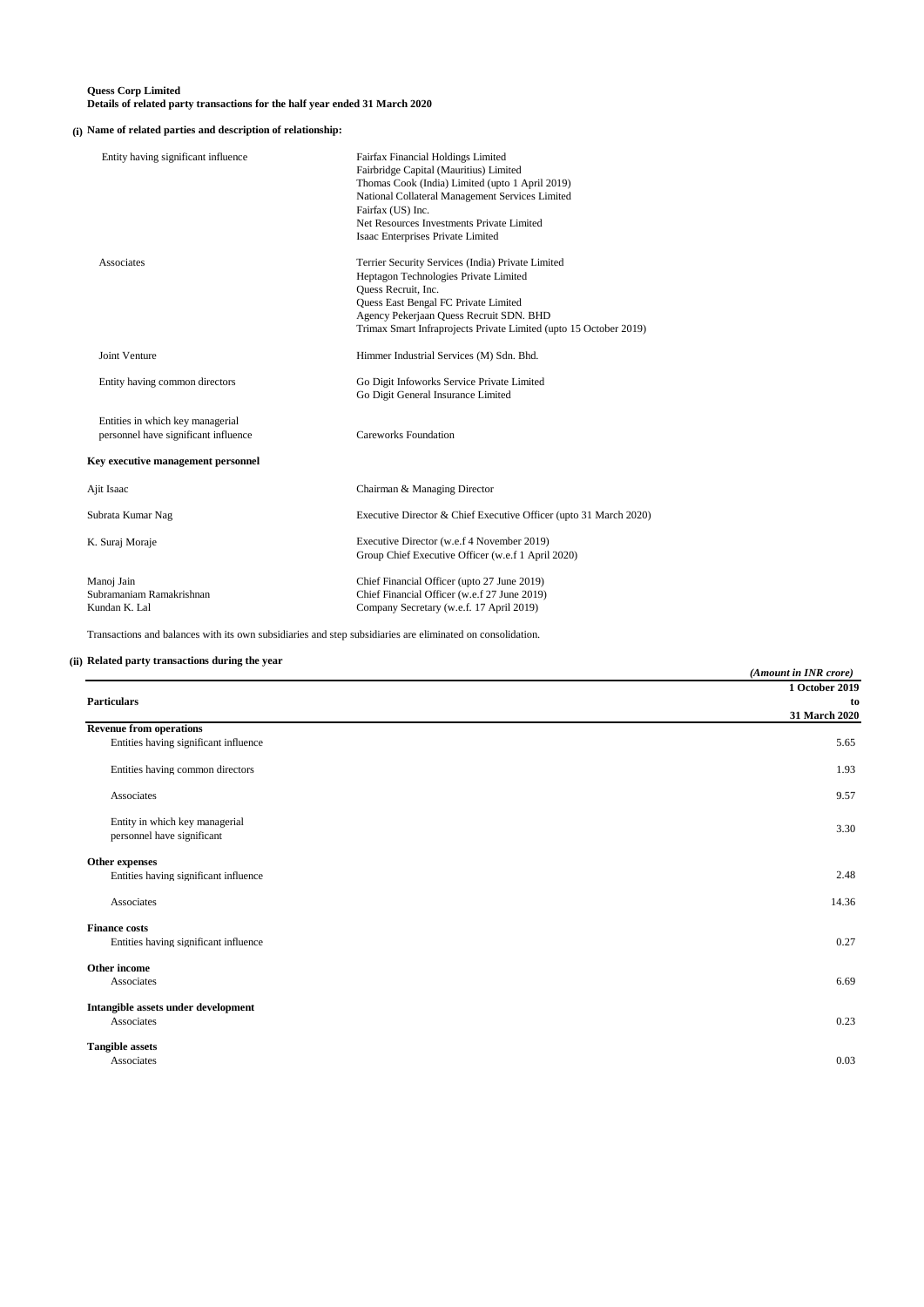**Quess Corp Limited**
**Details of related party transactions for the half year ended 31 March 2020**

**(i) Name of related parties and description of relationship:**

| | |
|---|---|
| Entity having significant influence | Fairfax Financial Holdings Limited<br>Fairbridge Capital (Mauritius) Limited<br>Thomas Cook (India) Limited (upto 1 April 2019)<br>National Collateral Management Services Limited<br>Fairfax (US) Inc.<br>Net Resources Investments Private Limited<br>Isaac Enterprises Private Limited |
| Associates | Terrier Security Services (India) Private Limited<br>Heptagon Technologies Private Limited<br>Quess Recruit, Inc.<br>Quess East Bengal FC Private Limited<br>Agency Pekerjaan Quess Recruit SDN. BHD<br>Trimax Smart Infraprojects Private Limited (upto 15 October 2019) |
| Joint Venture | Himmer Industrial Services (M) Sdn. Bhd. |
| Entity having common directors | Go Digit Infoworks Service Private Limited<br>Go Digit General Insurance Limited |
| Entities in which key managerial personnel have significant influence | Careworks Foundation |

**Key executive management personnel**

| | |
|---|---|
| Ajit Isaac | Chairman & Managing Director |
| Subrata Kumar Nag | Executive Director & Chief Executive Officer (upto 31 March 2020) |
| K. Suraj Moraje | Executive Director (w.e.f 4 November 2019)<br>Group Chief Executive Officer (w.e.f 1 April 2020) |
| Manoj Jain | Chief Financial Officer (upto 27 June 2019) |
| Subramaniam Ramakrishnan | Chief Financial Officer (w.e.f 27 June 2019) |
| Kundan K. Lal | Company Secretary (w.e.f. 17 April 2019) |

Transactions and balances with its own subsidiaries and step subsidiaries are eliminated on consolidation.

**(ii) Related party transactions during the year**

*(Amount in INR crore)*

| **Particulars** | **1 October 2019 to 31 March 2020** |
|---|---|
| **Revenue from operations** | |
| Entities having significant influence | 5.65 |
| Entities having common directors | 1.93 |
| Associates | 9.57 |
| Entity in which key managerial personnel have significant | 3.30 |
| **Other expenses** | |
| Entities having significant influence | 2.48 |
| Associates | 14.36 |
| **Finance costs** | |
| Entities having significant influence | 0.27 |
| **Other income** | |
| Associates | 6.69 |
| **Intangible assets under development** | |
| Associates | 0.23 |
| **Tangible assets** | |
| Associates | 0.03 |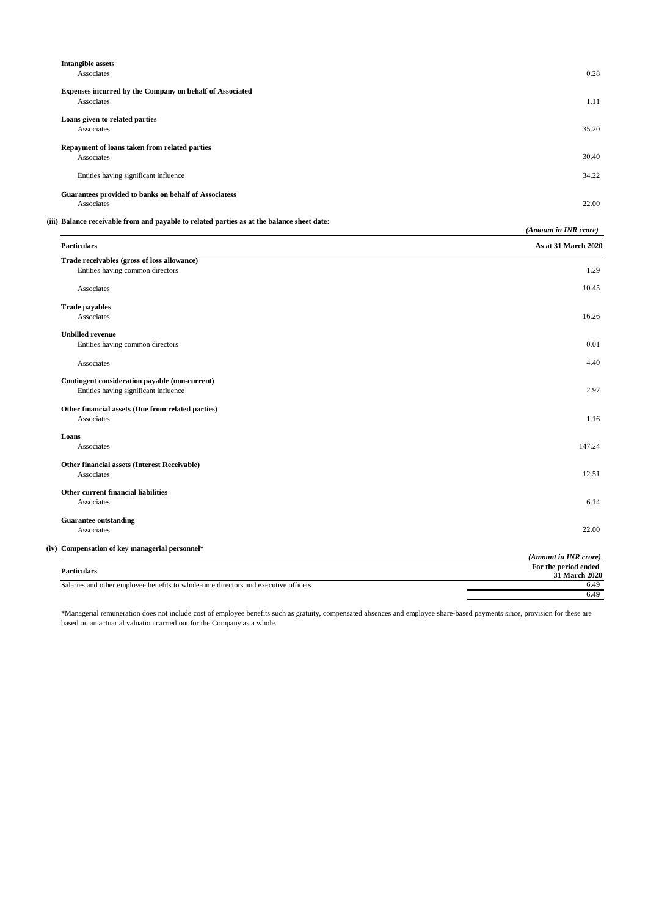| | |
|---|---|
| **Intangible assets** | |
| Associates | 0.28 |
| **Expenses incurred by the Company on behalf of Associated** | |
| Associates | 1.11 |
| **Loans given to related parties** | |
| Associates | 35.20 |
| **Repayment of loans taken from related parties** | |
| Associates | 30.40 |
| Entities having significant influence | 34.22 |
| **Guarantees provided to banks on behalf of Associatess** | |
| Associates | 22.00 |

**(iii) Balance receivable from and payable to related parties as at the balance sheet date:**

*(Amount in INR crore)*

| Particulars | As at 31 March 2020 |
|---|---|
| **Trade receivables (gross of loss allowance)** | |
| Entities having common directors | 1.29 |
| Associates | 10.45 |
| **Trade payables** | |
| Associates | 16.26 |
| **Unbilled revenue** | |
| Entities having common directors | 0.01 |
| Associates | 4.40 |
| **Contingent consideration payable (non-current)** | |
| Entities having significant influence | 2.97 |
| **Other financial assets (Due from related parties)** | |
| Associates | 1.16 |
| **Loans** | |
| Associates | 147.24 |
| **Other financial assets (Interest Receivable)** | |
| Associates | 12.51 |
| **Other current financial liabilities** | |
| Associates | 6.14 |
| **Guarantee outstanding** | |
| Associates | 22.00 |

**(iv) Compensation of key managerial personnel***

*(Amount in INR crore)*

| Particulars | For the period ended 31 March 2020 |
|---|---|
| Salaries and other employee benefits to whole-time directors and executive officers | 6.49 |
| | **6.49** |

*Managerial remuneration does not include cost of employee benefits such as gratuity, compensated absences and employee share-based payments since, provision for these are based on an actuarial valuation carried out for the Company as a whole.